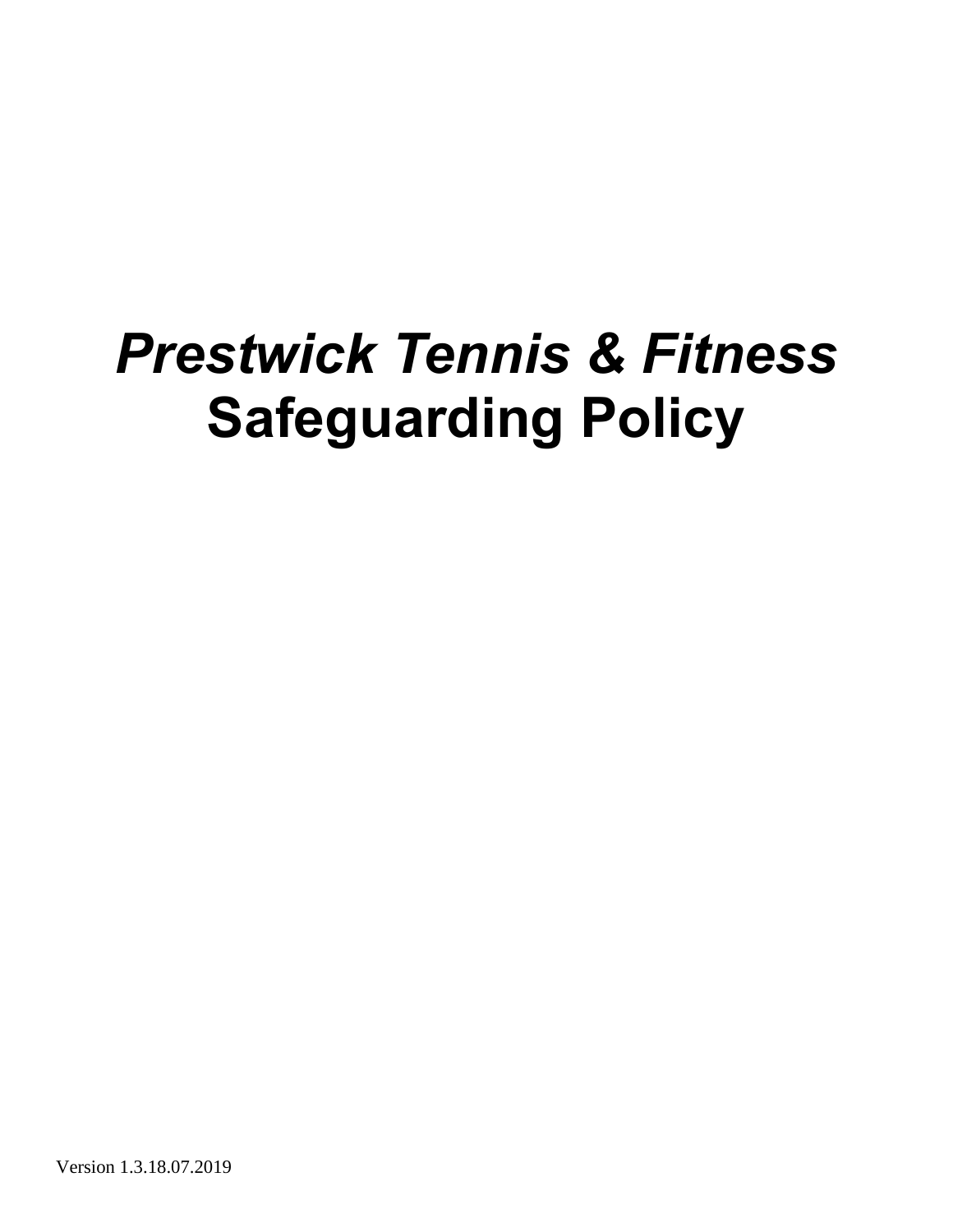# *Prestwick Tennis & Fitness*
# Safeguarding Policy

Version 1.3.18.07.2019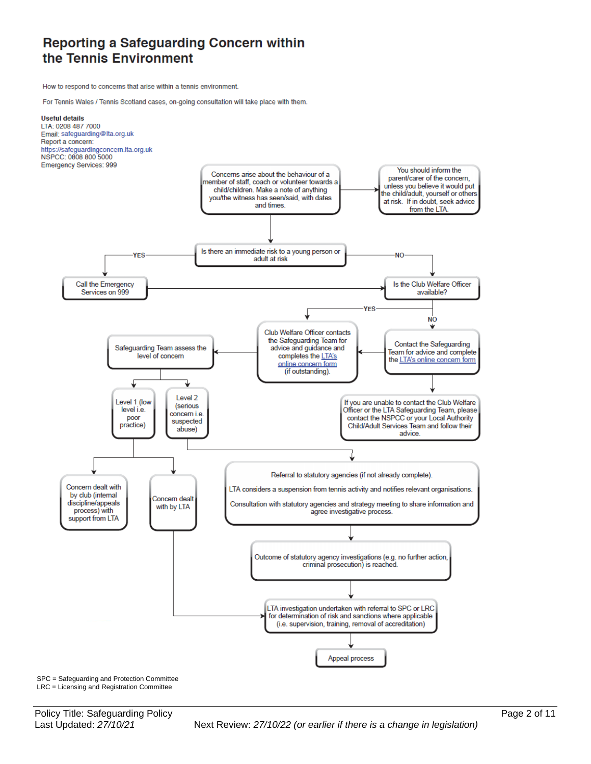# Reporting a Safeguarding Concern within the Tennis Environment

How to respond to concerns that arise within a tennis environment.

For Tennis Wales / Tennis Scotland cases, on-going consultation will take place with them.

**Useful details**
LTA: 0208 487 7000
Email: safeguarding@lta.org.uk
Report a concern:
https://safeguardingconcern.lta.org.uk
NSPCC: 0808 800 5000
Emergency Services: 999

Concerns arise about the behaviour of a member of staff, coach or volunteer towards a child/children. Make a note of anything you/the witness has seen/said, with dates and times.

→ You should inform the parent/carer of the concern, unless you believe it would put the child/adult, yourself or others at risk. If in doubt, seek advice from the LTA.

Is there an immediate risk to a young person or adult at risk

- YES → Call the Emergency Services on 999 → Is the Club Welfare Officer available?
- NO → Is the Club Welfare Officer available?

Is the Club Welfare Officer available?

- YES → Club Welfare Officer contacts the Safeguarding Team for advice and guidance and completes the LTA's online concern form (if outstanding).
- NO → Contact the Safeguarding Team for advice and complete the LTA's online concern form → Club Welfare Officer contacts the Safeguarding Team...
  - If you are unable to contact the Club Welfare Officer or the LTA Safeguarding Team, please contact the NSPCC or your Local Authority Child/Adult Services Team and follow their advice.

Safeguarding Team assess the level of concern

- Level 1 (low level i.e. poor practice)
  - Concern dealt with by club (internal discipline/appeals process) with support from LTA
  - Concern dealt with by LTA → LTA investigation undertaken with referral to SPC or LRC for determination of risk and sanctions where applicable (i.e. supervision, training, removal of accreditation)
- Level 2 (serious concern i.e. suspected abuse)
  - Referral to statutory agencies (if not already complete).
    LTA considers a suspension from tennis activity and notifies relevant organisations.
    Consultation with statutory agencies and strategy meeting to share information and agree investigative process.
  - Outcome of statutory agency investigations (e.g. no further action, criminal prosecution) is reached.
  - LTA investigation undertaken with referral to SPC or LRC for determination of risk and sanctions where applicable (i.e. supervision, training, removal of accreditation)
  - Appeal process

SPC = Safeguarding and Protection Committee
LRC = Licensing and Registration Committee

Policy Title: Safeguarding Policy
Last Updated: *27/10/21* Next Review: *27/10/22 (or earlier if there is a change in legislation)*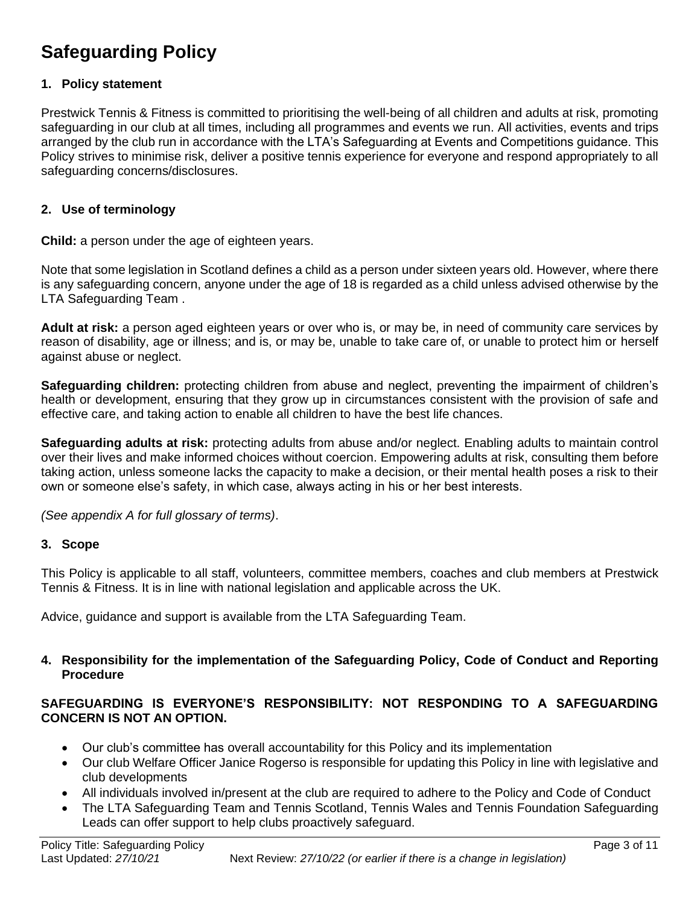# Safeguarding Policy

## 1. Policy statement

Prestwick Tennis & Fitness is committed to prioritising the well-being of all children and adults at risk, promoting safeguarding in our club at all times, including all programmes and events we run. All activities, events and trips arranged by the club run in accordance with the LTA's Safeguarding at Events and Competitions guidance. This Policy strives to minimise risk, deliver a positive tennis experience for everyone and respond appropriately to all safeguarding concerns/disclosures.

## 2. Use of terminology

**Child:** a person under the age of eighteen years.

Note that some legislation in Scotland defines a child as a person under sixteen years old. However, where there is any safeguarding concern, anyone under the age of 18 is regarded as a child unless advised otherwise by the LTA Safeguarding Team .

**Adult at risk:** a person aged eighteen years or over who is, or may be, in need of community care services by reason of disability, age or illness; and is, or may be, unable to take care of, or unable to protect him or herself against abuse or neglect.

**Safeguarding children:** protecting children from abuse and neglect, preventing the impairment of children's health or development, ensuring that they grow up in circumstances consistent with the provision of safe and effective care, and taking action to enable all children to have the best life chances.

**Safeguarding adults at risk:** protecting adults from abuse and/or neglect. Enabling adults to maintain control over their lives and make informed choices without coercion. Empowering adults at risk, consulting them before taking action, unless someone lacks the capacity to make a decision, or their mental health poses a risk to their own or someone else's safety, in which case, always acting in his or her best interests.

*(See appendix A for full glossary of terms)*.

## 3. Scope

This Policy is applicable to all staff, volunteers, committee members, coaches and club members at Prestwick Tennis & Fitness. It is in line with national legislation and applicable across the UK.

Advice, guidance and support is available from the LTA Safeguarding Team.

## 4. Responsibility for the implementation of the Safeguarding Policy, Code of Conduct and Reporting Procedure

**SAFEGUARDING IS EVERYONE'S RESPONSIBILITY: NOT RESPONDING TO A SAFEGUARDING CONCERN IS NOT AN OPTION.**

- Our club's committee has overall accountability for this Policy and its implementation
- Our club Welfare Officer Janice Rogerso is responsible for updating this Policy in line with legislative and club developments
- All individuals involved in/present at the club are required to adhere to the Policy and Code of Conduct
- The LTA Safeguarding Team and Tennis Scotland, Tennis Wales and Tennis Foundation Safeguarding Leads can offer support to help clubs proactively safeguard.

Policy Title: Safeguarding Policy
Last Updated: *27/10/21* Next Review: *27/10/22 (or earlier if there is a change in legislation)*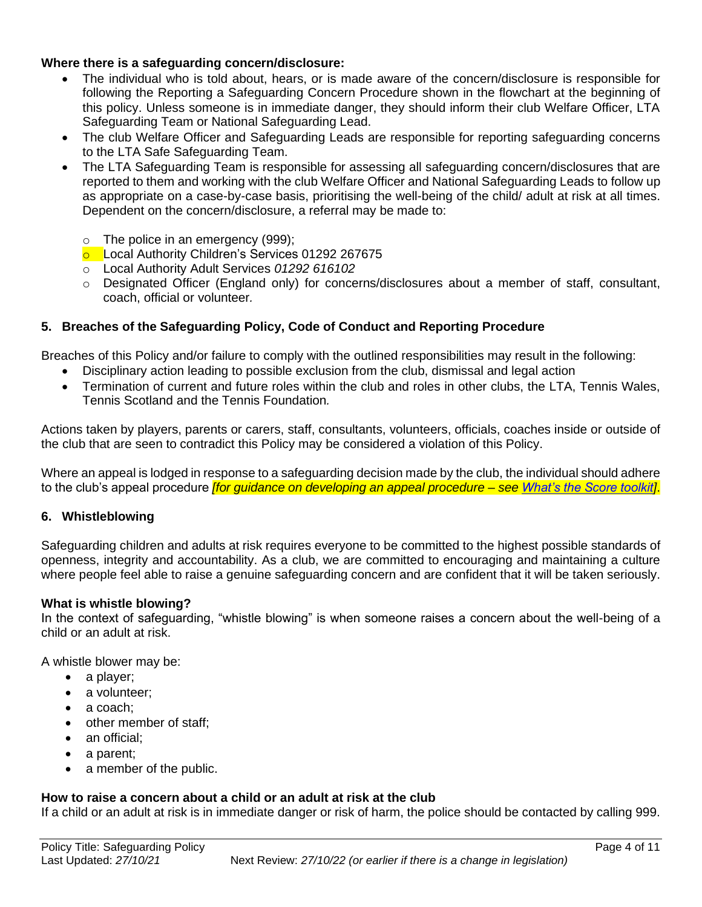**Where there is a safeguarding concern/disclosure:**

- The individual who is told about, hears, or is made aware of the concern/disclosure is responsible for following the Reporting a Safeguarding Concern Procedure shown in the flowchart at the beginning of this policy. Unless someone is in immediate danger, they should inform their club Welfare Officer, LTA Safeguarding Team or National Safeguarding Lead.
- The club Welfare Officer and Safeguarding Leads are responsible for reporting safeguarding concerns to the LTA Safe Safeguarding Team.
- The LTA Safeguarding Team is responsible for assessing all safeguarding concern/disclosures that are reported to them and working with the club Welfare Officer and National Safeguarding Leads to follow up as appropriate on a case-by-case basis, prioritising the well-being of the child/ adult at risk at all times. Dependent on the concern/disclosure, a referral may be made to:
  - The police in an emergency (999);
  - Local Authority Children's Services 01292 267675
  - Local Authority Adult Services *01292 616102*
  - Designated Officer (England only) for concerns/disclosures about a member of staff, consultant, coach, official or volunteer*.*

## 5. Breaches of the Safeguarding Policy, Code of Conduct and Reporting Procedure

Breaches of this Policy and/or failure to comply with the outlined responsibilities may result in the following:

- Disciplinary action leading to possible exclusion from the club, dismissal and legal action
- Termination of current and future roles within the club and roles in other clubs, the LTA, Tennis Wales, Tennis Scotland and the Tennis Foundation*.*

Actions taken by players, parents or carers, staff, consultants, volunteers, officials, coaches inside or outside of the club that are seen to contradict this Policy may be considered a violation of this Policy.

Where an appeal is lodged in response to a safeguarding decision made by the club, the individual should adhere to the club's appeal procedure *[for guidance on developing an appeal procedure – see What's the Score toolkit]*.

## 6. Whistleblowing

Safeguarding children and adults at risk requires everyone to be committed to the highest possible standards of openness, integrity and accountability. As a club, we are committed to encouraging and maintaining a culture where people feel able to raise a genuine safeguarding concern and are confident that it will be taken seriously.

**What is whistle blowing?**

In the context of safeguarding, "whistle blowing" is when someone raises a concern about the well-being of a child or an adult at risk.

A whistle blower may be:

- a player;
- a volunteer;
- a coach;
- other member of staff;
- an official;
- a parent;
- a member of the public.

**How to raise a concern about a child or an adult at risk at the club**

If a child or an adult at risk is in immediate danger or risk of harm, the police should be contacted by calling 999.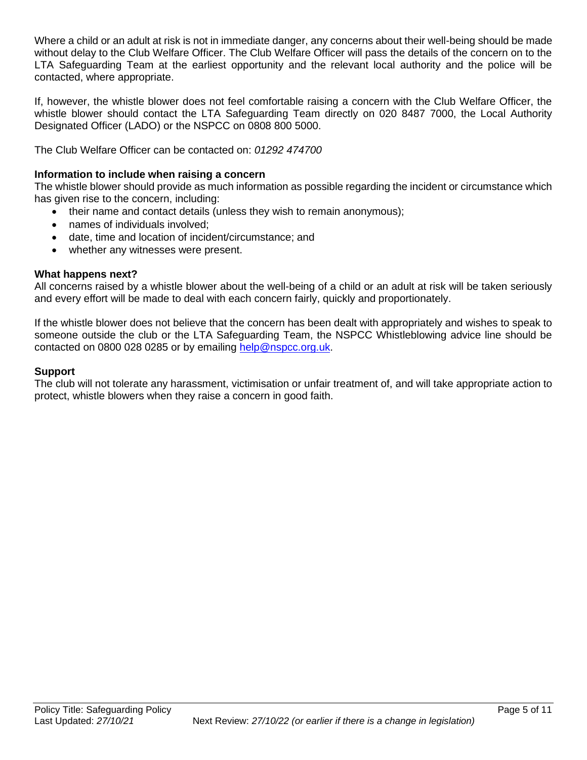Where a child or an adult at risk is not in immediate danger, any concerns about their well-being should be made without delay to the Club Welfare Officer. The Club Welfare Officer will pass the details of the concern on to the LTA Safeguarding Team at the earliest opportunity and the relevant local authority and the police will be contacted, where appropriate.

If, however, the whistle blower does not feel comfortable raising a concern with the Club Welfare Officer, the whistle blower should contact the LTA Safeguarding Team directly on 020 8487 7000, the Local Authority Designated Officer (LADO) or the NSPCC on 0808 800 5000.

The Club Welfare Officer can be contacted on: *01292 474700*

**Information to include when raising a concern**

The whistle blower should provide as much information as possible regarding the incident or circumstance which has given rise to the concern, including:

- their name and contact details (unless they wish to remain anonymous);
- names of individuals involved;
- date, time and location of incident/circumstance; and
- whether any witnesses were present.

**What happens next?**

All concerns raised by a whistle blower about the well-being of a child or an adult at risk will be taken seriously and every effort will be made to deal with each concern fairly, quickly and proportionately.

If the whistle blower does not believe that the concern has been dealt with appropriately and wishes to speak to someone outside the club or the LTA Safeguarding Team, the NSPCC Whistleblowing advice line should be contacted on 0800 028 0285 or by emailing help@nspcc.org.uk.

**Support**

The club will not tolerate any harassment, victimisation or unfair treatment of, and will take appropriate action to protect, whistle blowers when they raise a concern in good faith.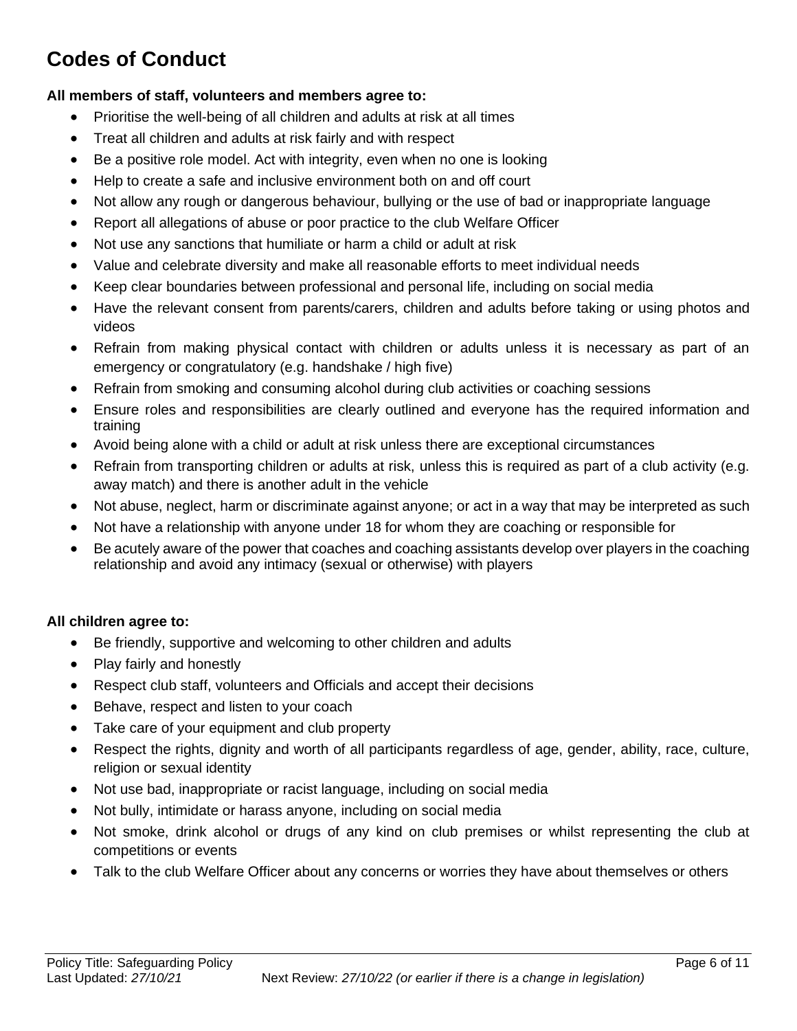# Codes of Conduct

**All members of staff, volunteers and members agree to:**

- Prioritise the well-being of all children and adults at risk at all times
- Treat all children and adults at risk fairly and with respect
- Be a positive role model. Act with integrity, even when no one is looking
- Help to create a safe and inclusive environment both on and off court
- Not allow any rough or dangerous behaviour, bullying or the use of bad or inappropriate language
- Report all allegations of abuse or poor practice to the club Welfare Officer
- Not use any sanctions that humiliate or harm a child or adult at risk
- Value and celebrate diversity and make all reasonable efforts to meet individual needs
- Keep clear boundaries between professional and personal life, including on social media
- Have the relevant consent from parents/carers, children and adults before taking or using photos and videos
- Refrain from making physical contact with children or adults unless it is necessary as part of an emergency or congratulatory (e.g. handshake / high five)
- Refrain from smoking and consuming alcohol during club activities or coaching sessions
- Ensure roles and responsibilities are clearly outlined and everyone has the required information and training
- Avoid being alone with a child or adult at risk unless there are exceptional circumstances
- Refrain from transporting children or adults at risk, unless this is required as part of a club activity (e.g. away match) and there is another adult in the vehicle
- Not abuse, neglect, harm or discriminate against anyone; or act in a way that may be interpreted as such
- Not have a relationship with anyone under 18 for whom they are coaching or responsible for
- Be acutely aware of the power that coaches and coaching assistants develop over players in the coaching relationship and avoid any intimacy (sexual or otherwise) with players

**All children agree to:**

- Be friendly, supportive and welcoming to other children and adults
- Play fairly and honestly
- Respect club staff, volunteers and Officials and accept their decisions
- Behave, respect and listen to your coach
- Take care of your equipment and club property
- Respect the rights, dignity and worth of all participants regardless of age, gender, ability, race, culture, religion or sexual identity
- Not use bad, inappropriate or racist language, including on social media
- Not bully, intimidate or harass anyone, including on social media
- Not smoke, drink alcohol or drugs of any kind on club premises or whilst representing the club at competitions or events
- Talk to the club Welfare Officer about any concerns or worries they have about themselves or others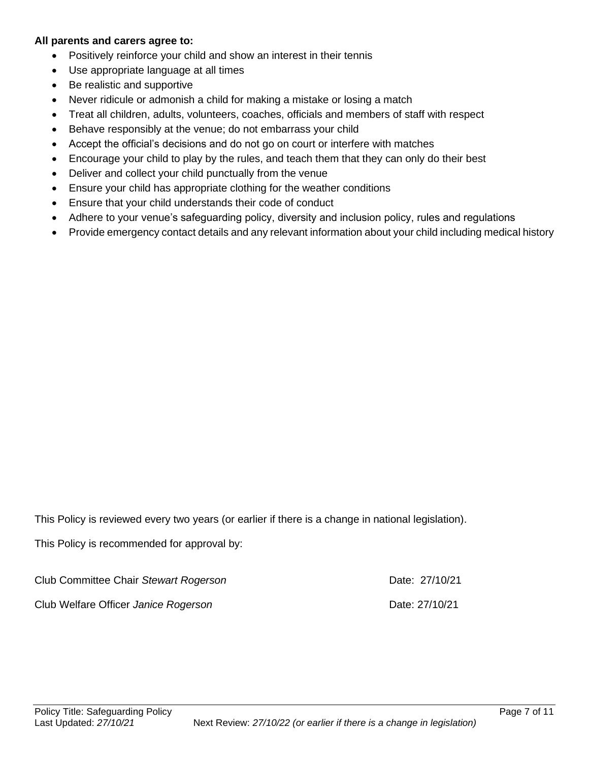**All parents and carers agree to:**

- Positively reinforce your child and show an interest in their tennis
- Use appropriate language at all times
- Be realistic and supportive
- Never ridicule or admonish a child for making a mistake or losing a match
- Treat all children, adults, volunteers, coaches, officials and members of staff with respect
- Behave responsibly at the venue; do not embarrass your child
- Accept the official's decisions and do not go on court or interfere with matches
- Encourage your child to play by the rules, and teach them that they can only do their best
- Deliver and collect your child punctually from the venue
- Ensure your child has appropriate clothing for the weather conditions
- Ensure that your child understands their code of conduct
- Adhere to your venue's safeguarding policy, diversity and inclusion policy, rules and regulations
- Provide emergency contact details and any relevant information about your child including medical history

This Policy is reviewed every two years (or earlier if there is a change in national legislation).

This Policy is recommended for approval by:

Club Committee Chair *Stewart Rogerson* Date: 27/10/21

Club Welfare Officer *Janice Rogerson* Date: 27/10/21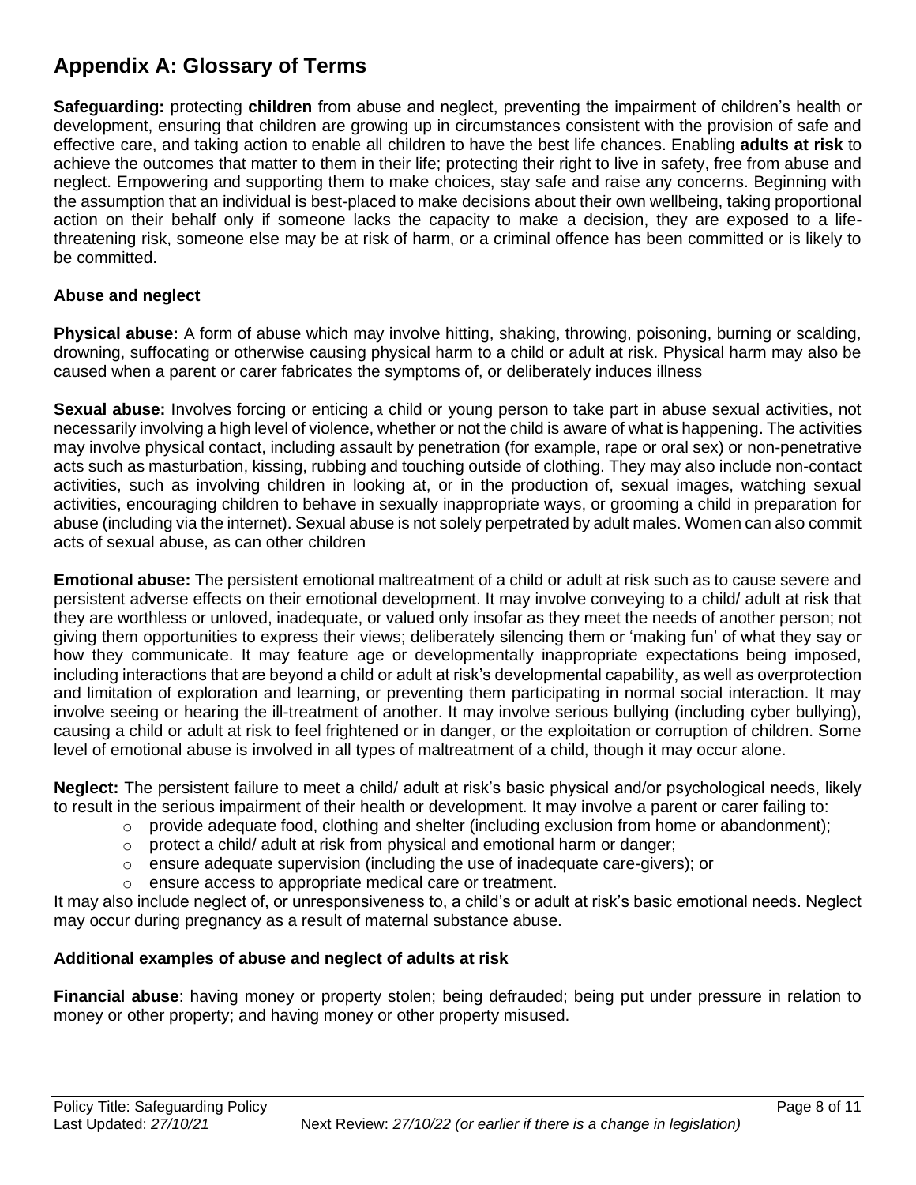# Appendix A: Glossary of Terms

**Safeguarding:** protecting **children** from abuse and neglect, preventing the impairment of children's health or development, ensuring that children are growing up in circumstances consistent with the provision of safe and effective care, and taking action to enable all children to have the best life chances. Enabling **adults at risk** to achieve the outcomes that matter to them in their life; protecting their right to live in safety, free from abuse and neglect. Empowering and supporting them to make choices, stay safe and raise any concerns. Beginning with the assumption that an individual is best-placed to make decisions about their own wellbeing, taking proportional action on their behalf only if someone lacks the capacity to make a decision, they are exposed to a life-threatening risk, someone else may be at risk of harm, or a criminal offence has been committed or is likely to be committed.

### Abuse and neglect

**Physical abuse:** A form of abuse which may involve hitting, shaking, throwing, poisoning, burning or scalding, drowning, suffocating or otherwise causing physical harm to a child or adult at risk. Physical harm may also be caused when a parent or carer fabricates the symptoms of, or deliberately induces illness

**Sexual abuse:** Involves forcing or enticing a child or young person to take part in abuse sexual activities, not necessarily involving a high level of violence, whether or not the child is aware of what is happening. The activities may involve physical contact, including assault by penetration (for example, rape or oral sex) or non-penetrative acts such as masturbation, kissing, rubbing and touching outside of clothing. They may also include non-contact activities, such as involving children in looking at, or in the production of, sexual images, watching sexual activities, encouraging children to behave in sexually inappropriate ways, or grooming a child in preparation for abuse (including via the internet). Sexual abuse is not solely perpetrated by adult males. Women can also commit acts of sexual abuse, as can other children

**Emotional abuse:** The persistent emotional maltreatment of a child or adult at risk such as to cause severe and persistent adverse effects on their emotional development. It may involve conveying to a child/ adult at risk that they are worthless or unloved, inadequate, or valued only insofar as they meet the needs of another person; not giving them opportunities to express their views; deliberately silencing them or 'making fun' of what they say or how they communicate. It may feature age or developmentally inappropriate expectations being imposed, including interactions that are beyond a child or adult at risk's developmental capability, as well as overprotection and limitation of exploration and learning, or preventing them participating in normal social interaction. It may involve seeing or hearing the ill-treatment of another. It may involve serious bullying (including cyber bullying), causing a child or adult at risk to feel frightened or in danger, or the exploitation or corruption of children. Some level of emotional abuse is involved in all types of maltreatment of a child, though it may occur alone.

**Neglect:** The persistent failure to meet a child/ adult at risk's basic physical and/or psychological needs, likely to result in the serious impairment of their health or development. It may involve a parent or carer failing to:

- provide adequate food, clothing and shelter (including exclusion from home or abandonment);
- protect a child/ adult at risk from physical and emotional harm or danger;
- ensure adequate supervision (including the use of inadequate care-givers); or
- ensure access to appropriate medical care or treatment.

It may also include neglect of, or unresponsiveness to, a child's or adult at risk's basic emotional needs. Neglect may occur during pregnancy as a result of maternal substance abuse.

### Additional examples of abuse and neglect of adults at risk

**Financial abuse**: having money or property stolen; being defrauded; being put under pressure in relation to money or other property; and having money or other property misused.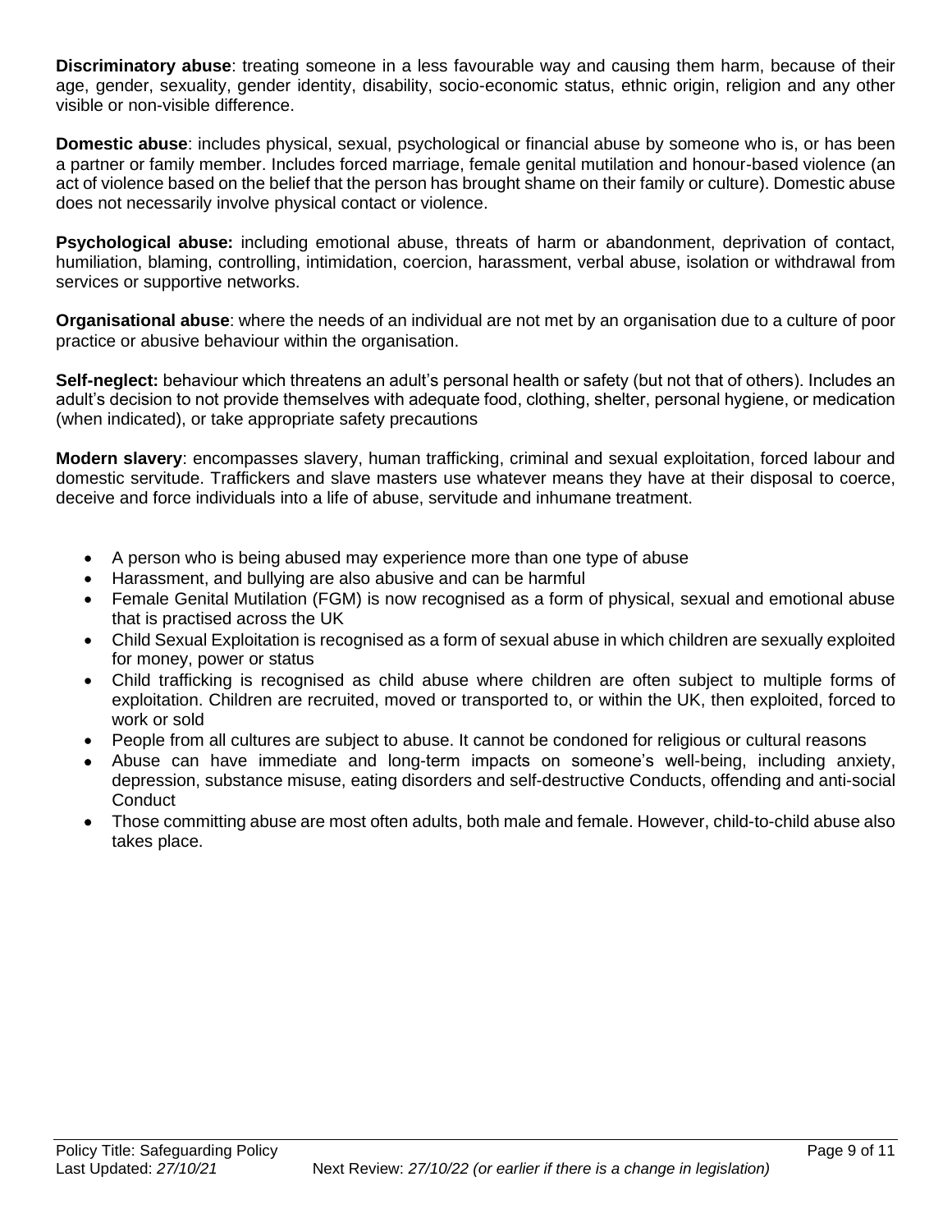**Discriminatory abuse**: treating someone in a less favourable way and causing them harm, because of their age, gender, sexuality, gender identity, disability, socio-economic status, ethnic origin, religion and any other visible or non-visible difference.

**Domestic abuse**: includes physical, sexual, psychological or financial abuse by someone who is, or has been a partner or family member. Includes forced marriage, female genital mutilation and honour-based violence (an act of violence based on the belief that the person has brought shame on their family or culture). Domestic abuse does not necessarily involve physical contact or violence.

**Psychological abuse:** including emotional abuse, threats of harm or abandonment, deprivation of contact, humiliation, blaming, controlling, intimidation, coercion, harassment, verbal abuse, isolation or withdrawal from services or supportive networks.

**Organisational abuse**: where the needs of an individual are not met by an organisation due to a culture of poor practice or abusive behaviour within the organisation.

**Self-neglect:** behaviour which threatens an adult's personal health or safety (but not that of others). Includes an adult's decision to not provide themselves with adequate food, clothing, shelter, personal hygiene, or medication (when indicated), or take appropriate safety precautions

**Modern slavery**: encompasses slavery, human trafficking, criminal and sexual exploitation, forced labour and domestic servitude. Traffickers and slave masters use whatever means they have at their disposal to coerce, deceive and force individuals into a life of abuse, servitude and inhumane treatment.

- A person who is being abused may experience more than one type of abuse
- Harassment, and bullying are also abusive and can be harmful
- Female Genital Mutilation (FGM) is now recognised as a form of physical, sexual and emotional abuse that is practised across the UK
- Child Sexual Exploitation is recognised as a form of sexual abuse in which children are sexually exploited for money, power or status
- Child trafficking is recognised as child abuse where children are often subject to multiple forms of exploitation. Children are recruited, moved or transported to, or within the UK, then exploited, forced to work or sold
- People from all cultures are subject to abuse. It cannot be condoned for religious or cultural reasons
- Abuse can have immediate and long-term impacts on someone's well-being, including anxiety, depression, substance misuse, eating disorders and self-destructive Conducts, offending and anti-social Conduct
- Those committing abuse are most often adults, both male and female. However, child-to-child abuse also takes place.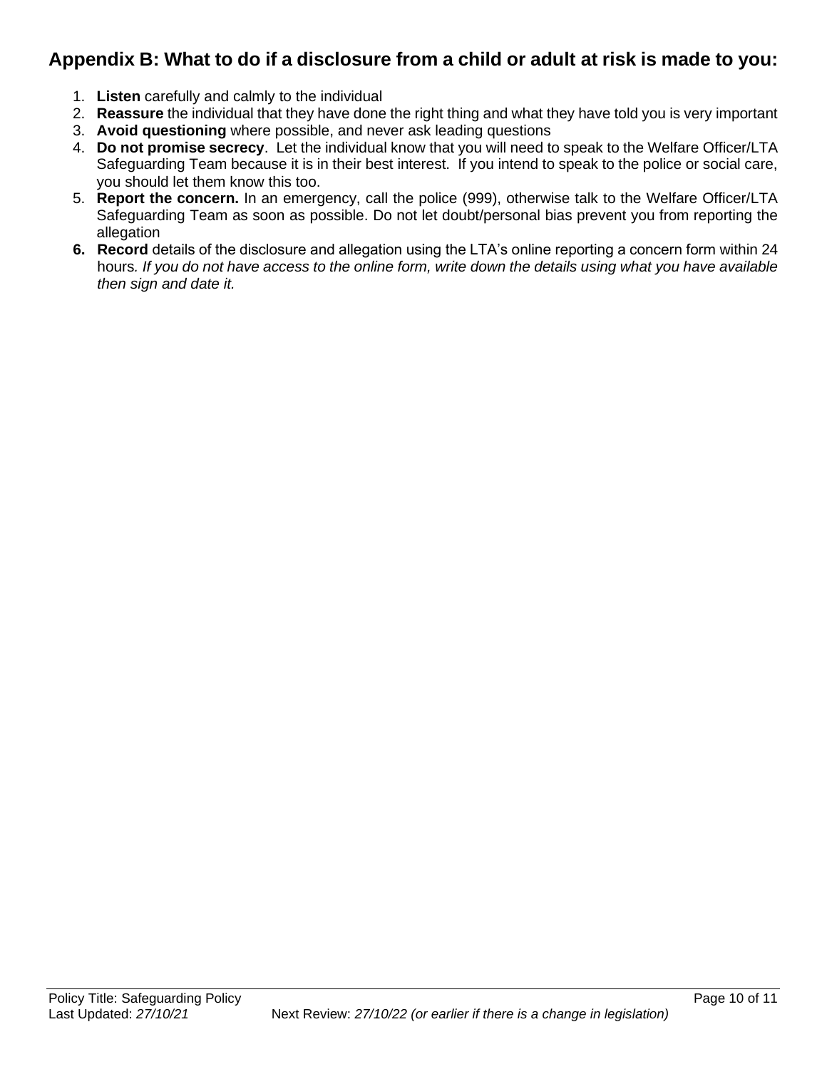## Appendix B: What to do if a disclosure from a child or adult at risk is made to you:

1. **Listen** carefully and calmly to the individual
2. **Reassure** the individual that they have done the right thing and what they have told you is very important
3. **Avoid questioning** where possible, and never ask leading questions
4. **Do not promise secrecy**. Let the individual know that you will need to speak to the Welfare Officer/LTA Safeguarding Team because it is in their best interest. If you intend to speak to the police or social care, you should let them know this too.
5. **Report the concern.** In an emergency, call the police (999), otherwise talk to the Welfare Officer/LTA Safeguarding Team as soon as possible. Do not let doubt/personal bias prevent you from reporting the allegation
6. **Record** details of the disclosure and allegation using the LTA's online reporting a concern form within 24 hours. *If you do not have access to the online form, write down the details using what you have available then sign and date it.*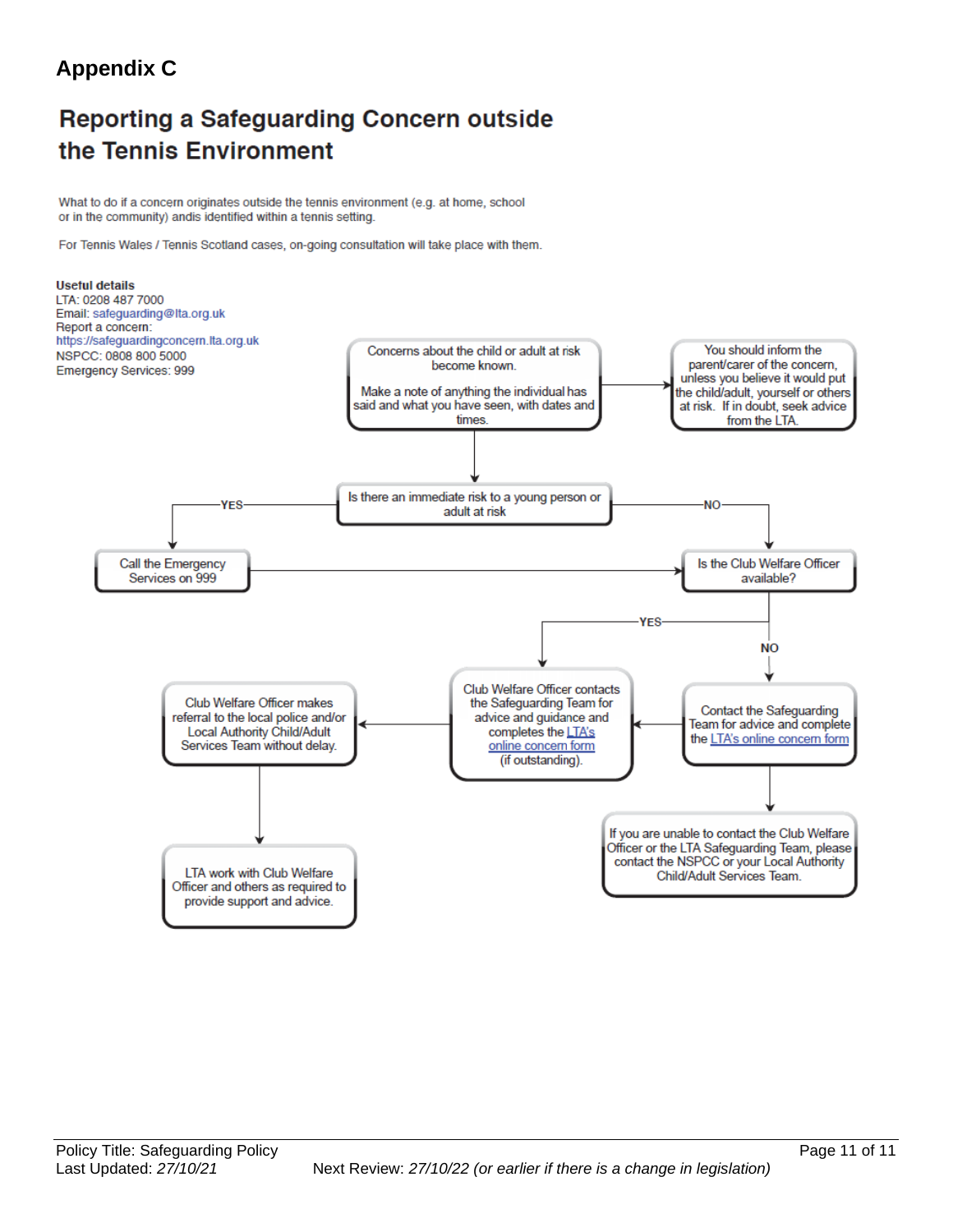# Appendix C

## Reporting a Safeguarding Concern outside the Tennis Environment

What to do if a concern originates outside the tennis environment (e.g. at home, school or in the community) andis identified within a tennis setting.

For Tennis Wales / Tennis Scotland cases, on-going consultation will take place with them.

**Useful details**
LTA: 0208 487 7000
Email: safeguarding@lta.org.uk
Report a concern:
https://safeguardingconcern.lta.org.uk
NSPCC: 0808 800 5000
Emergency Services: 999

Concerns about the child or adult at risk become known.

Make a note of anything the individual has said and what you have seen, with dates and times.

You should inform the parent/carer of the concern, unless you believe it would put the child/adult, yourself or others at risk. If in doubt, seek advice from the LTA.

Is there an immediate risk to a young person or adult at risk

YES

Call the Emergency Services on 999

NO

Is the Club Welfare Officer available?

YES

Club Welfare Officer contacts the Safeguarding Team for advice and guidance and completes the LTA's online concern form (if outstanding).

Club Welfare Officer makes referral to the local police and/or Local Authority Child/Adult Services Team without delay.

LTA work with Club Welfare Officer and others as required to provide support and advice.

NO

Contact the Safeguarding Team for advice and complete the LTA's online concern form

If you are unable to contact the Club Welfare Officer or the LTA Safeguarding Team, please contact the NSPCC or your Local Authority Child/Adult Services Team.

Policy Title: Safeguarding Policy
Last Updated: *27/10/21* Next Review: *27/10/22 (or earlier if there is a change in legislation)*